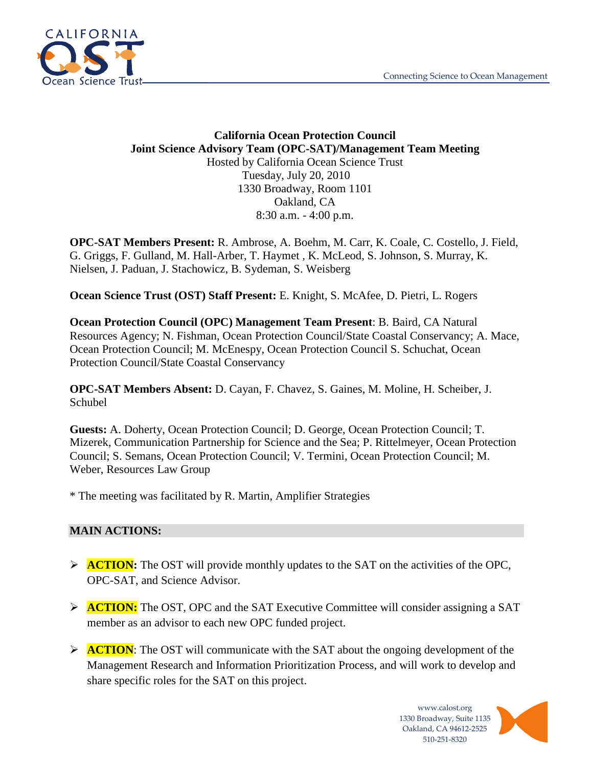**California Ocean Protection Council**
**Joint Science Advisory Team (OPC-SAT)/Management Team Meeting**
Hosted by California Ocean Science Trust
Tuesday, July 20, 2010
1330 Broadway, Room 1101
Oakland, CA
8:30 a.m. - 4:00 p.m.

**OPC-SAT Members Present:** R. Ambrose, A. Boehm, M. Carr, K. Coale, C. Costello, J. Field, G. Griggs, F. Gulland, M. Hall-Arber, T. Haymet , K. McLeod, S. Johnson, S. Murray, K. Nielsen, J. Paduan, J. Stachowicz, B. Sydeman, S. Weisberg

**Ocean Science Trust (OST) Staff Present:** E. Knight, S. McAfee, D. Pietri, L. Rogers

**Ocean Protection Council (OPC) Management Team Present**: B. Baird, CA Natural Resources Agency; N. Fishman, Ocean Protection Council/State Coastal Conservancy; A. Mace, Ocean Protection Council; M. McEnespy, Ocean Protection Council S. Schuchat, Ocean Protection Council/State Coastal Conservancy

**OPC-SAT Members Absent:** D. Cayan, F. Chavez, S. Gaines, M. Moline, H. Scheiber, J. Schubel

**Guests:** A. Doherty, Ocean Protection Council; D. George, Ocean Protection Council; T. Mizerek, Communication Partnership for Science and the Sea; P. Rittelmeyer, Ocean Protection Council; S. Semans, Ocean Protection Council; V. Termini, Ocean Protection Council; M. Weber, Resources Law Group

* The meeting was facilitated by R. Martin, Amplifier Strategies

## MAIN ACTIONS:

- **ACTION:** The OST will provide monthly updates to the SAT on the activities of the OPC, OPC-SAT, and Science Advisor.
- **ACTION:** The OST, OPC and the SAT Executive Committee will consider assigning a SAT member as an advisor to each new OPC funded project.
- **ACTION**: The OST will communicate with the SAT about the ongoing development of the Management Research and Information Prioritization Process, and will work to develop and share specific roles for the SAT on this project.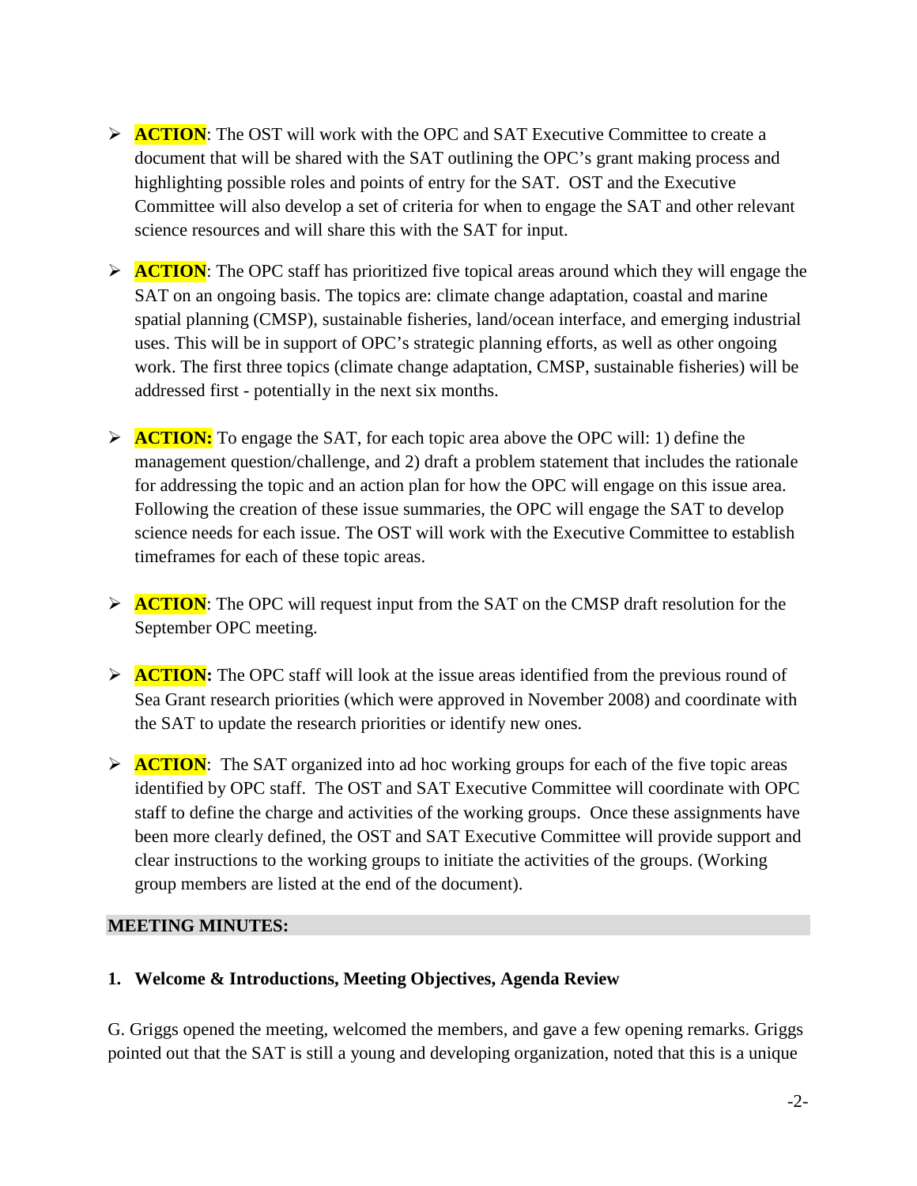- **ACTION**: The OST will work with the OPC and SAT Executive Committee to create a document that will be shared with the SAT outlining the OPC's grant making process and highlighting possible roles and points of entry for the SAT. OST and the Executive Committee will also develop a set of criteria for when to engage the SAT and other relevant science resources and will share this with the SAT for input.

- **ACTION**: The OPC staff has prioritized five topical areas around which they will engage the SAT on an ongoing basis. The topics are: climate change adaptation, coastal and marine spatial planning (CMSP), sustainable fisheries, land/ocean interface, and emerging industrial uses. This will be in support of OPC's strategic planning efforts, as well as other ongoing work. The first three topics (climate change adaptation, CMSP, sustainable fisheries) will be addressed first - potentially in the next six months.

- **ACTION:** To engage the SAT, for each topic area above the OPC will: 1) define the management question/challenge, and 2) draft a problem statement that includes the rationale for addressing the topic and an action plan for how the OPC will engage on this issue area. Following the creation of these issue summaries, the OPC will engage the SAT to develop science needs for each issue. The OST will work with the Executive Committee to establish timeframes for each of these topic areas.

- **ACTION**: The OPC will request input from the SAT on the CMSP draft resolution for the September OPC meeting.

- **ACTION:** The OPC staff will look at the issue areas identified from the previous round of Sea Grant research priorities (which were approved in November 2008) and coordinate with the SAT to update the research priorities or identify new ones.

- **ACTION**: The SAT organized into ad hoc working groups for each of the five topic areas identified by OPC staff. The OST and SAT Executive Committee will coordinate with OPC staff to define the charge and activities of the working groups. Once these assignments have been more clearly defined, the OST and SAT Executive Committee will provide support and clear instructions to the working groups to initiate the activities of the groups. (Working group members are listed at the end of the document).

## MEETING MINUTES:

### 1. Welcome & Introductions, Meeting Objectives, Agenda Review

G. Griggs opened the meeting, welcomed the members, and gave a few opening remarks. Griggs pointed out that the SAT is still a young and developing organization, noted that this is a unique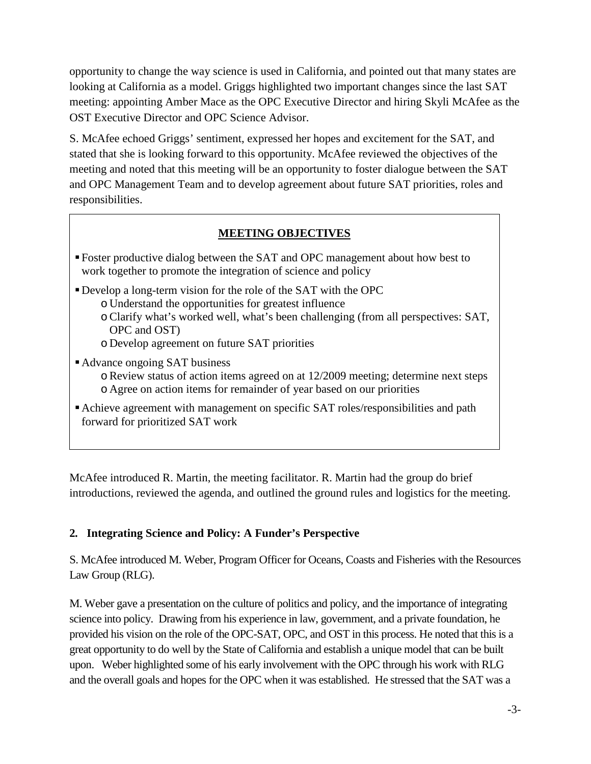opportunity to change the way science is used in California, and pointed out that many states are looking at California as a model. Griggs highlighted two important changes since the last SAT meeting: appointing Amber Mace as the OPC Executive Director and hiring Skyli McAfee as the OST Executive Director and OPC Science Advisor.

S. McAfee echoed Griggs' sentiment, expressed her hopes and excitement for the SAT, and stated that she is looking forward to this opportunity. McAfee reviewed the objectives of the meeting and noted that this meeting will be an opportunity to foster dialogue between the SAT and OPC Management Team and to develop agreement about future SAT priorities, roles and responsibilities.

**MEETING OBJECTIVES**

- Foster productive dialog between the SAT and OPC management about how best to work together to promote the integration of science and policy
- Develop a long-term vision for the role of the SAT with the OPC
  - Understand the opportunities for greatest influence
  - Clarify what's worked well, what's been challenging (from all perspectives: SAT, OPC and OST)
  - Develop agreement on future SAT priorities
- Advance ongoing SAT business
  - Review status of action items agreed on at 12/2009 meeting; determine next steps
  - Agree on action items for remainder of year based on our priorities
- Achieve agreement with management on specific SAT roles/responsibilities and path forward for prioritized SAT work

McAfee introduced R. Martin, the meeting facilitator. R. Martin had the group do brief introductions, reviewed the agenda, and outlined the ground rules and logistics for the meeting.

## 2. Integrating Science and Policy: A Funder's Perspective

S. McAfee introduced M. Weber, Program Officer for Oceans, Coasts and Fisheries with the Resources Law Group (RLG).

M. Weber gave a presentation on the culture of politics and policy, and the importance of integrating science into policy. Drawing from his experience in law, government, and a private foundation, he provided his vision on the role of the OPC-SAT, OPC, and OST in this process. He noted that this is a great opportunity to do well by the State of California and establish a unique model that can be built upon. Weber highlighted some of his early involvement with the OPC through his work with RLG and the overall goals and hopes for the OPC when it was established. He stressed that the SAT was a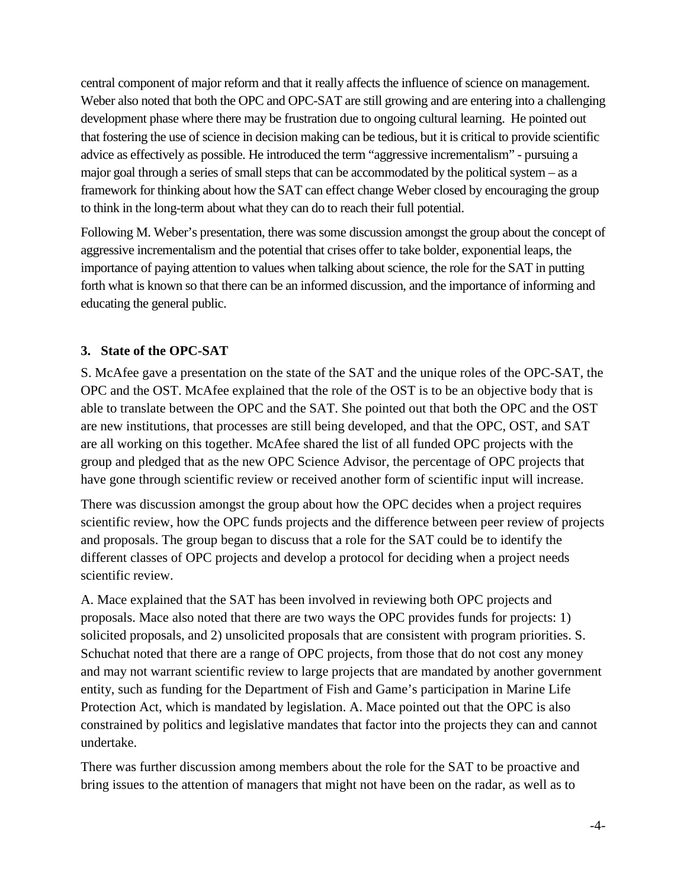central component of major reform and that it really affects the influence of science on management. Weber also noted that both the OPC and OPC-SAT are still growing and are entering into a challenging development phase where there may be frustration due to ongoing cultural learning. He pointed out that fostering the use of science in decision making can be tedious, but it is critical to provide scientific advice as effectively as possible. He introduced the term "aggressive incrementalism" - pursuing a major goal through a series of small steps that can be accommodated by the political system – as a framework for thinking about how the SAT can effect change Weber closed by encouraging the group to think in the long-term about what they can do to reach their full potential.

Following M. Weber's presentation, there was some discussion amongst the group about the concept of aggressive incrementalism and the potential that crises offer to take bolder, exponential leaps, the importance of paying attention to values when talking about science, the role for the SAT in putting forth what is known so that there can be an informed discussion, and the importance of informing and educating the general public.

### 3. State of the OPC-SAT

S. McAfee gave a presentation on the state of the SAT and the unique roles of the OPC-SAT, the OPC and the OST. McAfee explained that the role of the OST is to be an objective body that is able to translate between the OPC and the SAT. She pointed out that both the OPC and the OST are new institutions, that processes are still being developed, and that the OPC, OST, and SAT are all working on this together. McAfee shared the list of all funded OPC projects with the group and pledged that as the new OPC Science Advisor, the percentage of OPC projects that have gone through scientific review or received another form of scientific input will increase.

There was discussion amongst the group about how the OPC decides when a project requires scientific review, how the OPC funds projects and the difference between peer review of projects and proposals. The group began to discuss that a role for the SAT could be to identify the different classes of OPC projects and develop a protocol for deciding when a project needs scientific review.

A. Mace explained that the SAT has been involved in reviewing both OPC projects and proposals. Mace also noted that there are two ways the OPC provides funds for projects: 1) solicited proposals, and 2) unsolicited proposals that are consistent with program priorities. S. Schuchat noted that there are a range of OPC projects, from those that do not cost any money and may not warrant scientific review to large projects that are mandated by another government entity, such as funding for the Department of Fish and Game's participation in Marine Life Protection Act, which is mandated by legislation. A. Mace pointed out that the OPC is also constrained by politics and legislative mandates that factor into the projects they can and cannot undertake.

There was further discussion among members about the role for the SAT to be proactive and bring issues to the attention of managers that might not have been on the radar, as well as to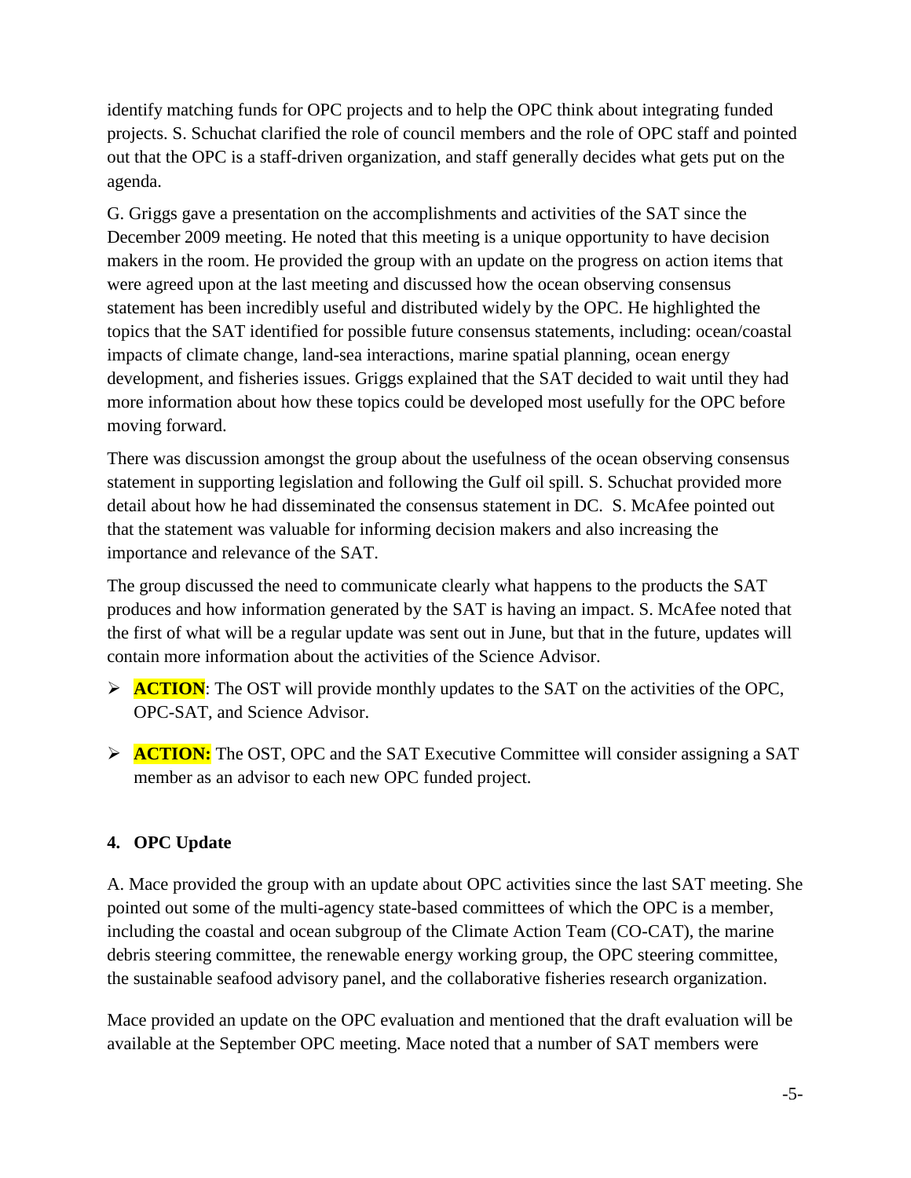identify matching funds for OPC projects and to help the OPC think about integrating funded projects. S. Schuchat clarified the role of council members and the role of OPC staff and pointed out that the OPC is a staff-driven organization, and staff generally decides what gets put on the agenda.

G. Griggs gave a presentation on the accomplishments and activities of the SAT since the December 2009 meeting. He noted that this meeting is a unique opportunity to have decision makers in the room. He provided the group with an update on the progress on action items that were agreed upon at the last meeting and discussed how the ocean observing consensus statement has been incredibly useful and distributed widely by the OPC. He highlighted the topics that the SAT identified for possible future consensus statements, including: ocean/coastal impacts of climate change, land-sea interactions, marine spatial planning, ocean energy development, and fisheries issues. Griggs explained that the SAT decided to wait until they had more information about how these topics could be developed most usefully for the OPC before moving forward.

There was discussion amongst the group about the usefulness of the ocean observing consensus statement in supporting legislation and following the Gulf oil spill. S. Schuchat provided more detail about how he had disseminated the consensus statement in DC. S. McAfee pointed out that the statement was valuable for informing decision makers and also increasing the importance and relevance of the SAT.

The group discussed the need to communicate clearly what happens to the products the SAT produces and how information generated by the SAT is having an impact. S. McAfee noted that the first of what will be a regular update was sent out in June, but that in the future, updates will contain more information about the activities of the Science Advisor.

- **ACTION**: The OST will provide monthly updates to the SAT on the activities of the OPC, OPC-SAT, and Science Advisor.
- **ACTION:** The OST, OPC and the SAT Executive Committee will consider assigning a SAT member as an advisor to each new OPC funded project.

### 4. OPC Update

A. Mace provided the group with an update about OPC activities since the last SAT meeting. She pointed out some of the multi-agency state-based committees of which the OPC is a member, including the coastal and ocean subgroup of the Climate Action Team (CO-CAT), the marine debris steering committee, the renewable energy working group, the OPC steering committee, the sustainable seafood advisory panel, and the collaborative fisheries research organization.

Mace provided an update on the OPC evaluation and mentioned that the draft evaluation will be available at the September OPC meeting. Mace noted that a number of SAT members were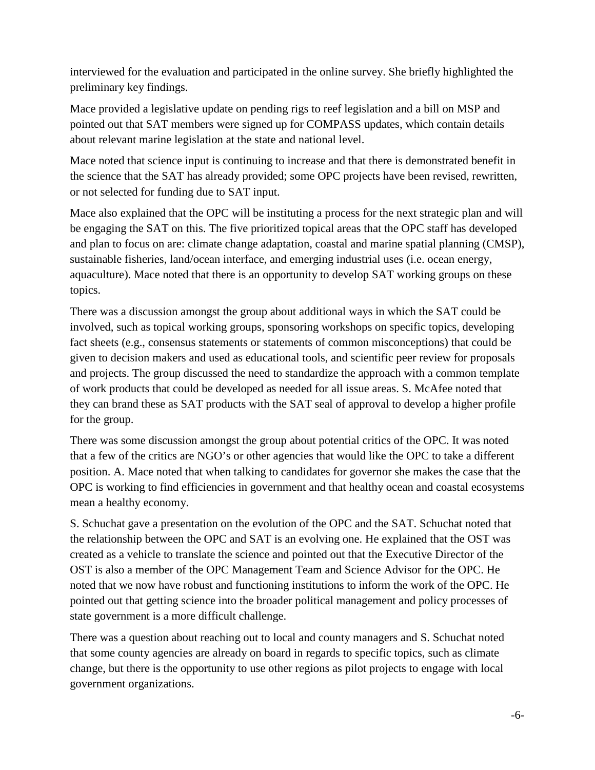interviewed for the evaluation and participated in the online survey. She briefly highlighted the preliminary key findings.

Mace provided a legislative update on pending rigs to reef legislation and a bill on MSP and pointed out that SAT members were signed up for COMPASS updates, which contain details about relevant marine legislation at the state and national level.

Mace noted that science input is continuing to increase and that there is demonstrated benefit in the science that the SAT has already provided; some OPC projects have been revised, rewritten, or not selected for funding due to SAT input.

Mace also explained that the OPC will be instituting a process for the next strategic plan and will be engaging the SAT on this. The five prioritized topical areas that the OPC staff has developed and plan to focus on are: climate change adaptation, coastal and marine spatial planning (CMSP), sustainable fisheries, land/ocean interface, and emerging industrial uses (i.e. ocean energy, aquaculture). Mace noted that there is an opportunity to develop SAT working groups on these topics.

There was a discussion amongst the group about additional ways in which the SAT could be involved, such as topical working groups, sponsoring workshops on specific topics, developing fact sheets (e.g., consensus statements or statements of common misconceptions) that could be given to decision makers and used as educational tools, and scientific peer review for proposals and projects. The group discussed the need to standardize the approach with a common template of work products that could be developed as needed for all issue areas. S. McAfee noted that they can brand these as SAT products with the SAT seal of approval to develop a higher profile for the group.

There was some discussion amongst the group about potential critics of the OPC. It was noted that a few of the critics are NGO's or other agencies that would like the OPC to take a different position. A. Mace noted that when talking to candidates for governor she makes the case that the OPC is working to find efficiencies in government and that healthy ocean and coastal ecosystems mean a healthy economy.

S. Schuchat gave a presentation on the evolution of the OPC and the SAT. Schuchat noted that the relationship between the OPC and SAT is an evolving one. He explained that the OST was created as a vehicle to translate the science and pointed out that the Executive Director of the OST is also a member of the OPC Management Team and Science Advisor for the OPC. He noted that we now have robust and functioning institutions to inform the work of the OPC. He pointed out that getting science into the broader political management and policy processes of state government is a more difficult challenge.

There was a question about reaching out to local and county managers and S. Schuchat noted that some county agencies are already on board in regards to specific topics, such as climate change, but there is the opportunity to use other regions as pilot projects to engage with local government organizations.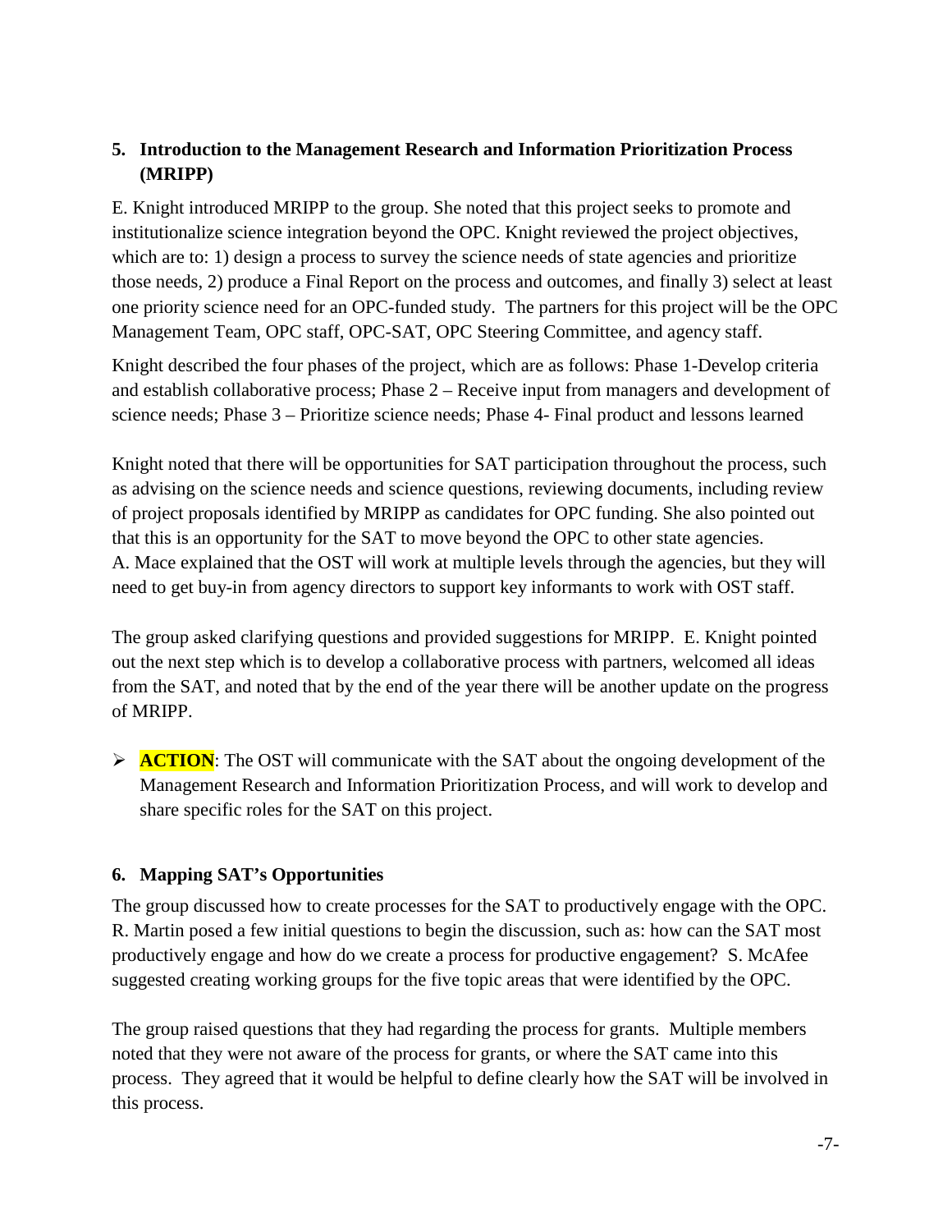## 5. Introduction to the Management Research and Information Prioritization Process (MRIPP)

E. Knight introduced MRIPP to the group. She noted that this project seeks to promote and institutionalize science integration beyond the OPC. Knight reviewed the project objectives, which are to: 1) design a process to survey the science needs of state agencies and prioritize those needs, 2) produce a Final Report on the process and outcomes, and finally 3) select at least one priority science need for an OPC-funded study. The partners for this project will be the OPC Management Team, OPC staff, OPC-SAT, OPC Steering Committee, and agency staff.

Knight described the four phases of the project, which are as follows: Phase 1-Develop criteria and establish collaborative process; Phase 2 – Receive input from managers and development of science needs; Phase 3 – Prioritize science needs; Phase 4- Final product and lessons learned

Knight noted that there will be opportunities for SAT participation throughout the process, such as advising on the science needs and science questions, reviewing documents, including review of project proposals identified by MRIPP as candidates for OPC funding. She also pointed out that this is an opportunity for the SAT to move beyond the OPC to other state agencies. A. Mace explained that the OST will work at multiple levels through the agencies, but they will need to get buy-in from agency directors to support key informants to work with OST staff.

The group asked clarifying questions and provided suggestions for MRIPP. E. Knight pointed out the next step which is to develop a collaborative process with partners, welcomed all ideas from the SAT, and noted that by the end of the year there will be another update on the progress of MRIPP.

- **ACTION**: The OST will communicate with the SAT about the ongoing development of the Management Research and Information Prioritization Process, and will work to develop and share specific roles for the SAT on this project.

## 6. Mapping SAT's Opportunities

The group discussed how to create processes for the SAT to productively engage with the OPC. R. Martin posed a few initial questions to begin the discussion, such as: how can the SAT most productively engage and how do we create a process for productive engagement? S. McAfee suggested creating working groups for the five topic areas that were identified by the OPC.

The group raised questions that they had regarding the process for grants. Multiple members noted that they were not aware of the process for grants, or where the SAT came into this process. They agreed that it would be helpful to define clearly how the SAT will be involved in this process.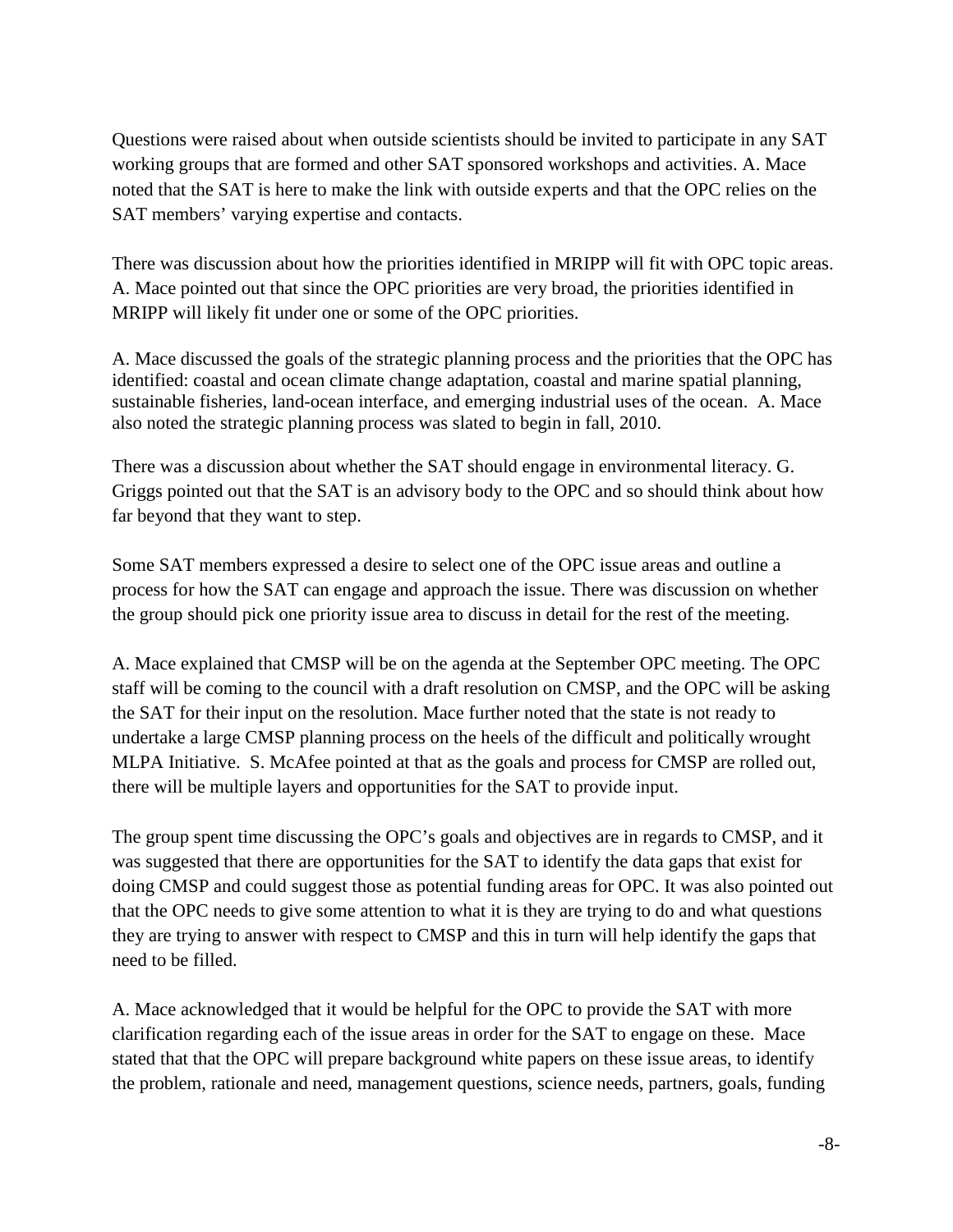Questions were raised about when outside scientists should be invited to participate in any SAT working groups that are formed and other SAT sponsored workshops and activities. A. Mace noted that the SAT is here to make the link with outside experts and that the OPC relies on the SAT members' varying expertise and contacts.

There was discussion about how the priorities identified in MRIPP will fit with OPC topic areas. A. Mace pointed out that since the OPC priorities are very broad, the priorities identified in MRIPP will likely fit under one or some of the OPC priorities.

A. Mace discussed the goals of the strategic planning process and the priorities that the OPC has identified: coastal and ocean climate change adaptation, coastal and marine spatial planning, sustainable fisheries, land-ocean interface, and emerging industrial uses of the ocean. A. Mace also noted the strategic planning process was slated to begin in fall, 2010.

There was a discussion about whether the SAT should engage in environmental literacy. G. Griggs pointed out that the SAT is an advisory body to the OPC and so should think about how far beyond that they want to step.

Some SAT members expressed a desire to select one of the OPC issue areas and outline a process for how the SAT can engage and approach the issue. There was discussion on whether the group should pick one priority issue area to discuss in detail for the rest of the meeting.

A. Mace explained that CMSP will be on the agenda at the September OPC meeting. The OPC staff will be coming to the council with a draft resolution on CMSP, and the OPC will be asking the SAT for their input on the resolution. Mace further noted that the state is not ready to undertake a large CMSP planning process on the heels of the difficult and politically wrought MLPA Initiative. S. McAfee pointed at that as the goals and process for CMSP are rolled out, there will be multiple layers and opportunities for the SAT to provide input.

The group spent time discussing the OPC's goals and objectives are in regards to CMSP, and it was suggested that there are opportunities for the SAT to identify the data gaps that exist for doing CMSP and could suggest those as potential funding areas for OPC. It was also pointed out that the OPC needs to give some attention to what it is they are trying to do and what questions they are trying to answer with respect to CMSP and this in turn will help identify the gaps that need to be filled.

A. Mace acknowledged that it would be helpful for the OPC to provide the SAT with more clarification regarding each of the issue areas in order for the SAT to engage on these. Mace stated that that the OPC will prepare background white papers on these issue areas, to identify the problem, rationale and need, management questions, science needs, partners, goals, funding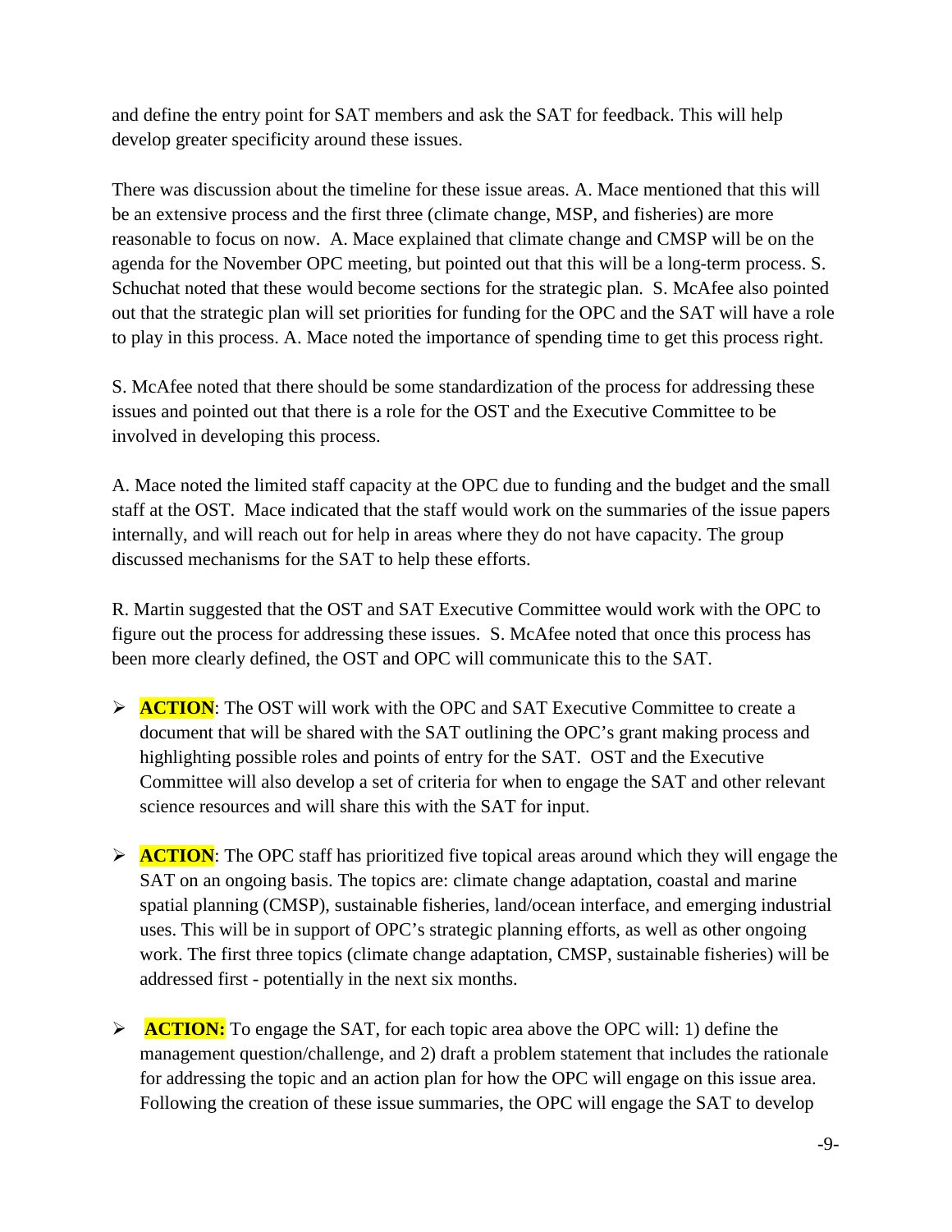and define the entry point for SAT members and ask the SAT for feedback. This will help develop greater specificity around these issues.

There was discussion about the timeline for these issue areas. A. Mace mentioned that this will be an extensive process and the first three (climate change, MSP, and fisheries) are more reasonable to focus on now. A. Mace explained that climate change and CMSP will be on the agenda for the November OPC meeting, but pointed out that this will be a long-term process. S. Schuchat noted that these would become sections for the strategic plan. S. McAfee also pointed out that the strategic plan will set priorities for funding for the OPC and the SAT will have a role to play in this process. A. Mace noted the importance of spending time to get this process right.

S. McAfee noted that there should be some standardization of the process for addressing these issues and pointed out that there is a role for the OST and the Executive Committee to be involved in developing this process.

A. Mace noted the limited staff capacity at the OPC due to funding and the budget and the small staff at the OST. Mace indicated that the staff would work on the summaries of the issue papers internally, and will reach out for help in areas where they do not have capacity. The group discussed mechanisms for the SAT to help these efforts.

R. Martin suggested that the OST and SAT Executive Committee would work with the OPC to figure out the process for addressing these issues. S. McAfee noted that once this process has been more clearly defined, the OST and OPC will communicate this to the SAT.

- **ACTION**: The OST will work with the OPC and SAT Executive Committee to create a document that will be shared with the SAT outlining the OPC's grant making process and highlighting possible roles and points of entry for the SAT. OST and the Executive Committee will also develop a set of criteria for when to engage the SAT and other relevant science resources and will share this with the SAT for input.

- **ACTION**: The OPC staff has prioritized five topical areas around which they will engage the SAT on an ongoing basis. The topics are: climate change adaptation, coastal and marine spatial planning (CMSP), sustainable fisheries, land/ocean interface, and emerging industrial uses. This will be in support of OPC's strategic planning efforts, as well as other ongoing work. The first three topics (climate change adaptation, CMSP, sustainable fisheries) will be addressed first - potentially in the next six months.

- **ACTION:** To engage the SAT, for each topic area above the OPC will: 1) define the management question/challenge, and 2) draft a problem statement that includes the rationale for addressing the topic and an action plan for how the OPC will engage on this issue area. Following the creation of these issue summaries, the OPC will engage the SAT to develop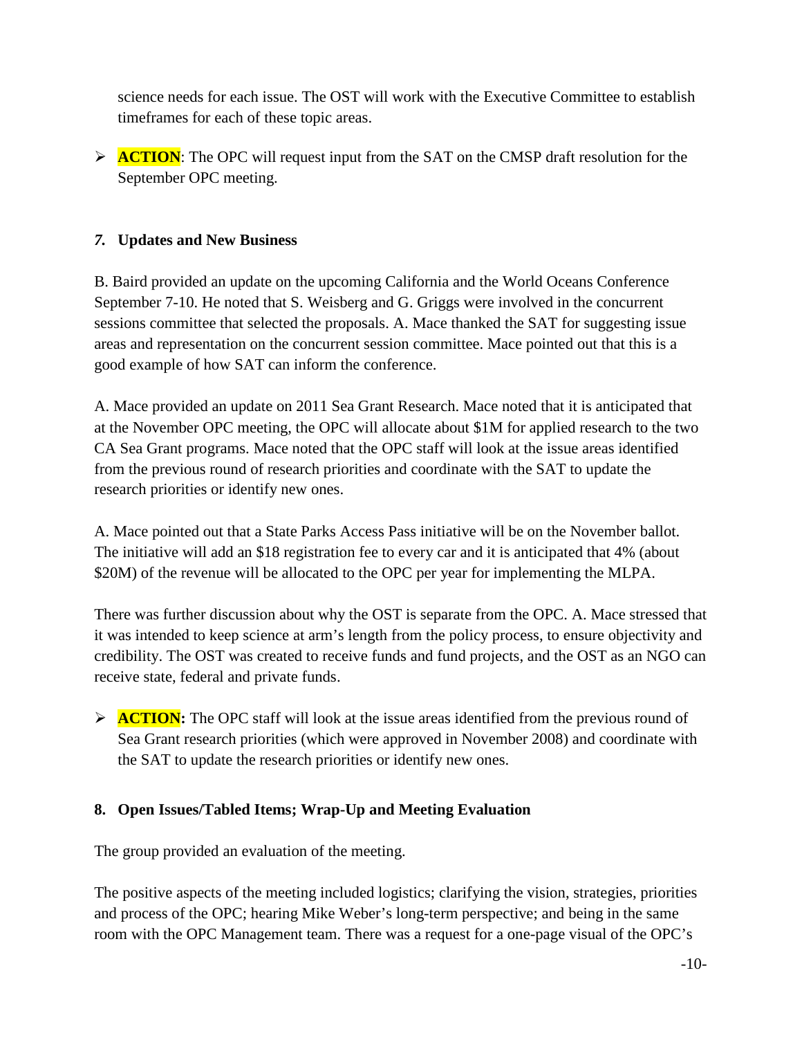science needs for each issue. The OST will work with the Executive Committee to establish timeframes for each of these topic areas.

- **ACTION**: The OPC will request input from the SAT on the CMSP draft resolution for the September OPC meeting.

### *7.* Updates and New Business

B. Baird provided an update on the upcoming California and the World Oceans Conference September 7-10. He noted that S. Weisberg and G. Griggs were involved in the concurrent sessions committee that selected the proposals. A. Mace thanked the SAT for suggesting issue areas and representation on the concurrent session committee. Mace pointed out that this is a good example of how SAT can inform the conference.

A. Mace provided an update on 2011 Sea Grant Research. Mace noted that it is anticipated that at the November OPC meeting, the OPC will allocate about $1M for applied research to the two CA Sea Grant programs. Mace noted that the OPC staff will look at the issue areas identified from the previous round of research priorities and coordinate with the SAT to update the research priorities or identify new ones.

A. Mace pointed out that a State Parks Access Pass initiative will be on the November ballot. The initiative will add an $18 registration fee to every car and it is anticipated that 4% (about $20M) of the revenue will be allocated to the OPC per year for implementing the MLPA.

There was further discussion about why the OST is separate from the OPC. A. Mace stressed that it was intended to keep science at arm's length from the policy process, to ensure objectivity and credibility. The OST was created to receive funds and fund projects, and the OST as an NGO can receive state, federal and private funds.

- **ACTION:** The OPC staff will look at the issue areas identified from the previous round of Sea Grant research priorities (which were approved in November 2008) and coordinate with the SAT to update the research priorities or identify new ones.

### 8. Open Issues/Tabled Items; Wrap-Up and Meeting Evaluation

The group provided an evaluation of the meeting.

The positive aspects of the meeting included logistics; clarifying the vision, strategies, priorities and process of the OPC; hearing Mike Weber's long-term perspective; and being in the same room with the OPC Management team. There was a request for a one-page visual of the OPC's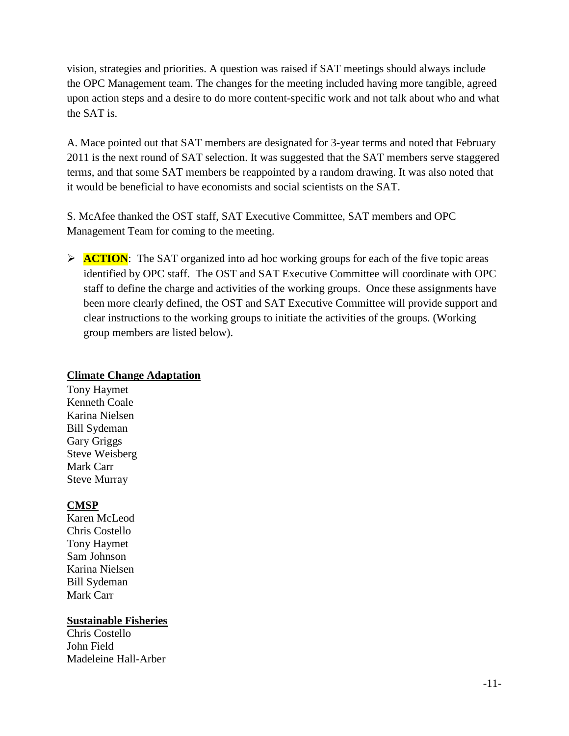vision, strategies and priorities. A question was raised if SAT meetings should always include the OPC Management team. The changes for the meeting included having more tangible, agreed upon action steps and a desire to do more content-specific work and not talk about who and what the SAT is.

A. Mace pointed out that SAT members are designated for 3-year terms and noted that February 2011 is the next round of SAT selection. It was suggested that the SAT members serve staggered terms, and that some SAT members be reappointed by a random drawing. It was also noted that it would be beneficial to have economists and social scientists on the SAT.

S. McAfee thanked the OST staff, SAT Executive Committee, SAT members and OPC Management Team for coming to the meeting.

- **ACTION**: The SAT organized into ad hoc working groups for each of the five topic areas identified by OPC staff. The OST and SAT Executive Committee will coordinate with OPC staff to define the charge and activities of the working groups. Once these assignments have been more clearly defined, the OST and SAT Executive Committee will provide support and clear instructions to the working groups to initiate the activities of the groups. (Working group members are listed below).

**Climate Change Adaptation**

Tony Haymet
Kenneth Coale
Karina Nielsen
Bill Sydeman
Gary Griggs
Steve Weisberg
Mark Carr
Steve Murray

**CMSP**

Karen McLeod
Chris Costello
Tony Haymet
Sam Johnson
Karina Nielsen
Bill Sydeman
Mark Carr

**Sustainable Fisheries**

Chris Costello
John Field
Madeleine Hall-Arber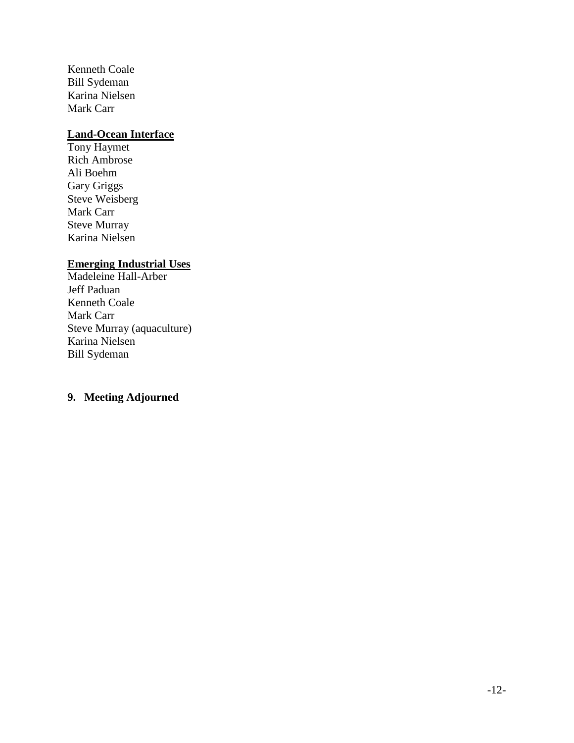Kenneth Coale
Bill Sydeman
Karina Nielsen
Mark Carr

**Land-Ocean Interface**

Tony Haymet
Rich Ambrose
Ali Boehm
Gary Griggs
Steve Weisberg
Mark Carr
Steve Murray
Karina Nielsen

**Emerging Industrial Uses**

Madeleine Hall-Arber
Jeff Paduan
Kenneth Coale
Mark Carr
Steve Murray (aquaculture)
Karina Nielsen
Bill Sydeman

**9. Meeting Adjourned**